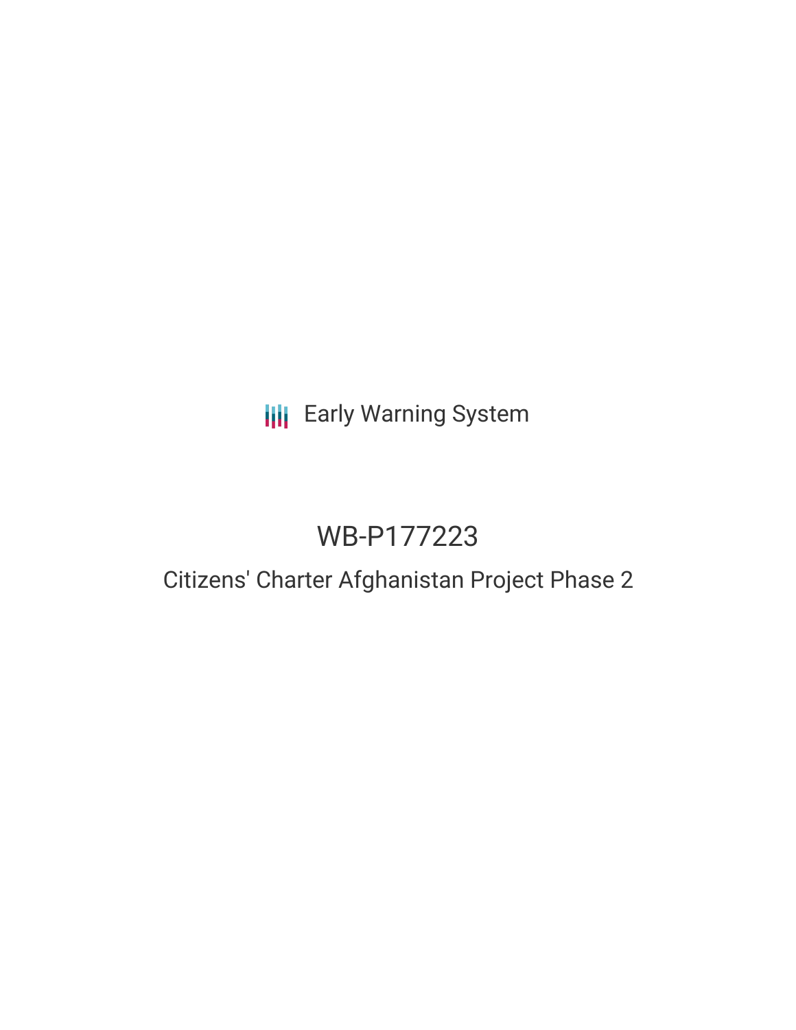Early Warning System

# WB-P177223

## Citizens' Charter Afghanistan Project Phase 2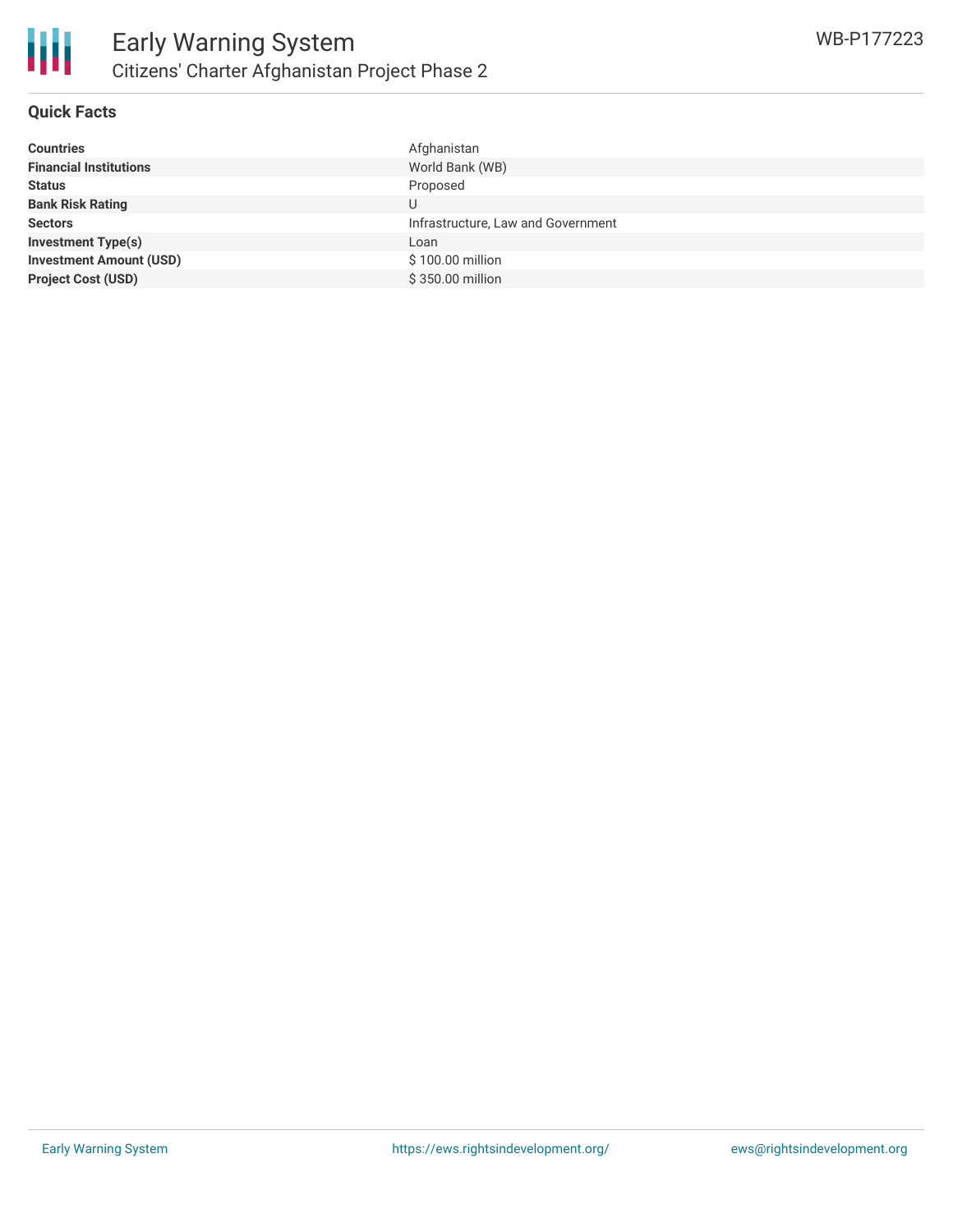## Quick Facts

| | |
|---|---|
| **Countries** | Afghanistan |
| **Financial Institutions** | World Bank (WB) |
| **Status** | Proposed |
| **Bank Risk Rating** | U |
| **Sectors** | Infrastructure, Law and Government |
| **Investment Type(s)** | Loan |
| **Investment Amount (USD)** | $ 100.00 million |
| **Project Cost (USD)** | $ 350.00 million |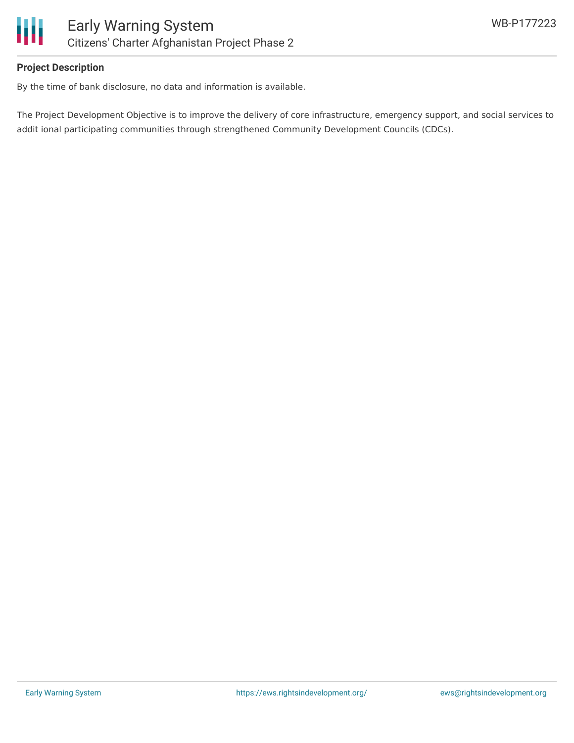**Project Description**

By the time of bank disclosure, no data and information is available.

The Project Development Objective is to improve the delivery of core infrastructure, emergency support, and social services to addit ional participating communities through strengthened Community Development Councils (CDCs).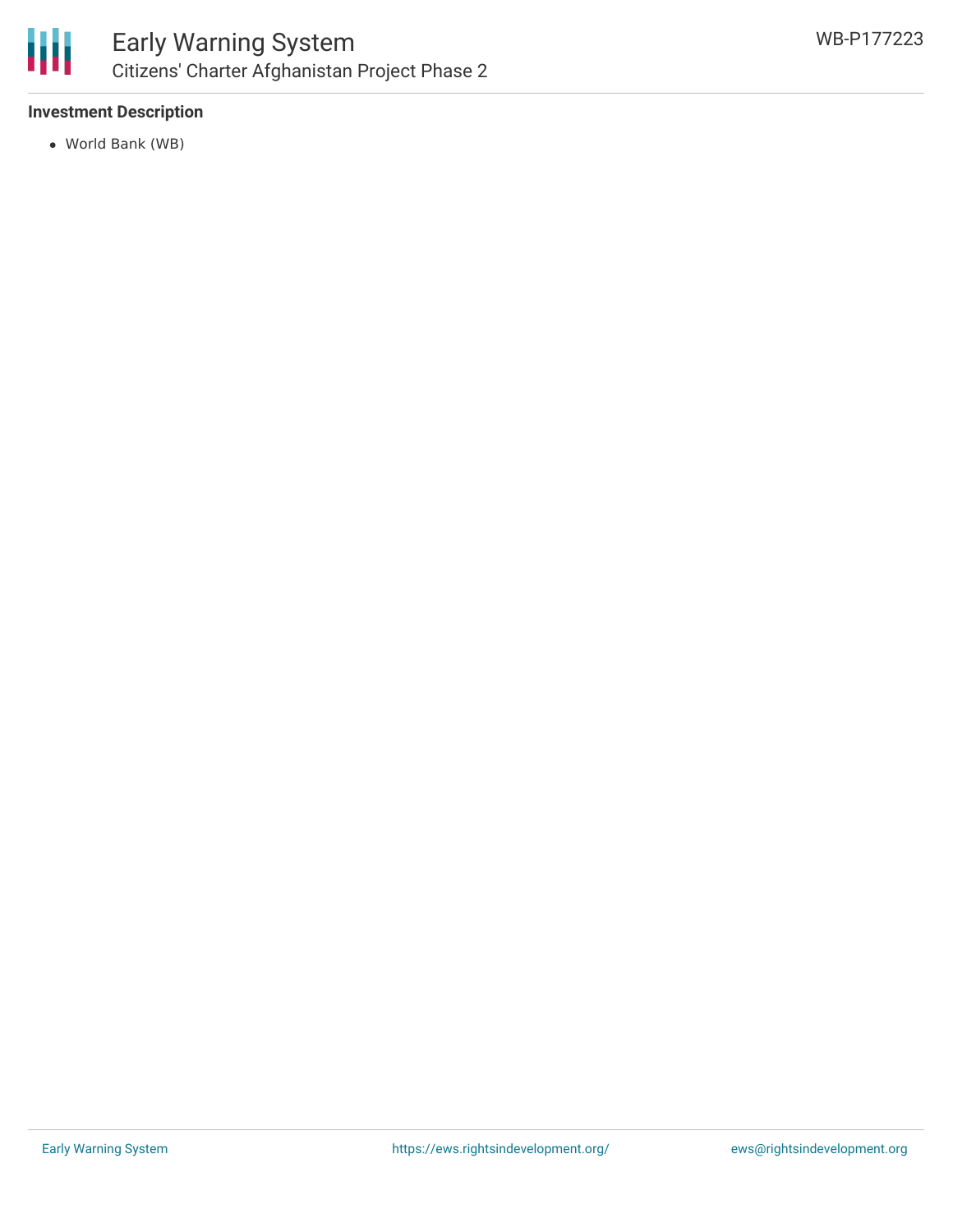### Investment Description

- World Bank (WB)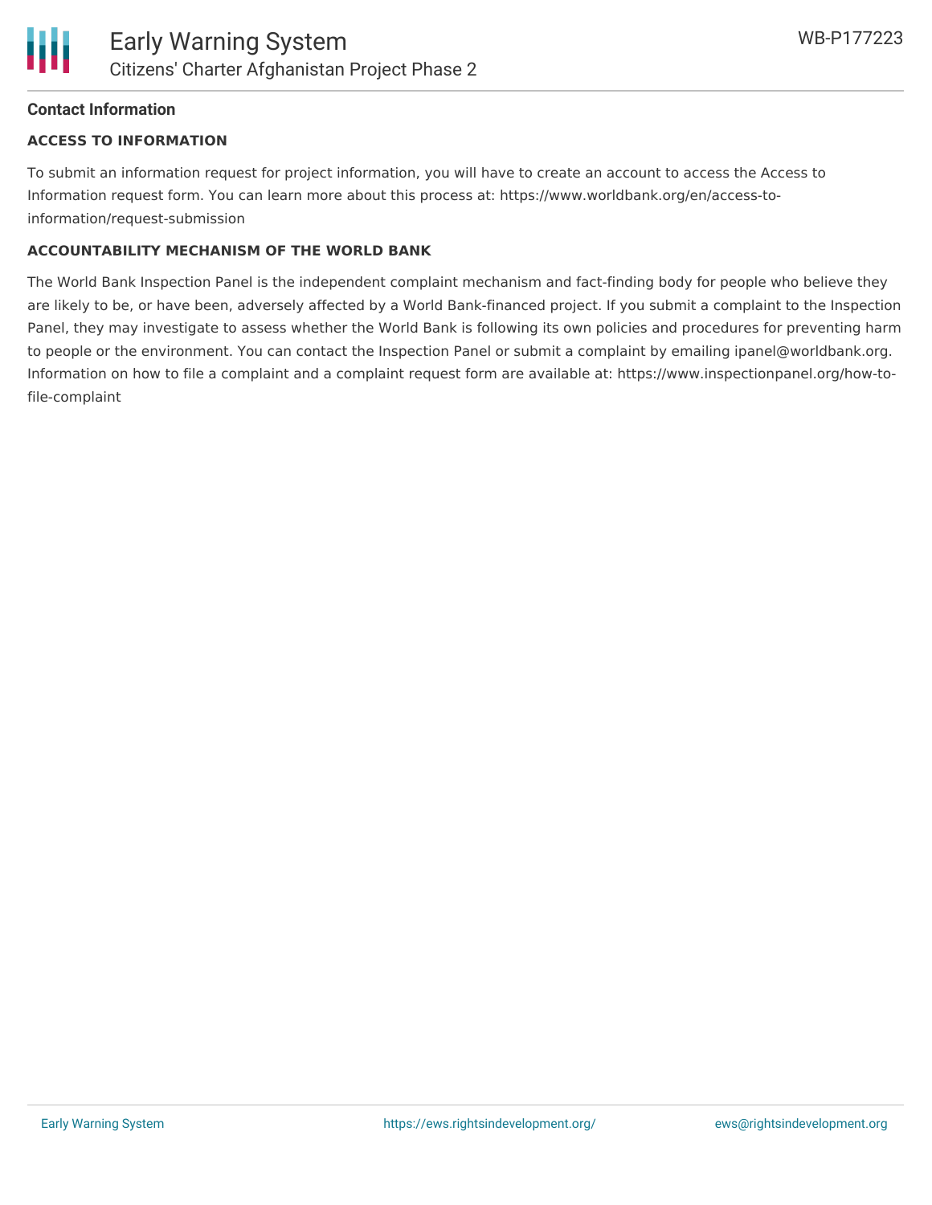**Contact Information**

**ACCESS TO INFORMATION**

To submit an information request for project information, you will have to create an account to access the Access to Information request form. You can learn more about this process at: https://www.worldbank.org/en/access-to-information/request-submission

**ACCOUNTABILITY MECHANISM OF THE WORLD BANK**

The World Bank Inspection Panel is the independent complaint mechanism and fact-finding body for people who believe they are likely to be, or have been, adversely affected by a World Bank-financed project. If you submit a complaint to the Inspection Panel, they may investigate to assess whether the World Bank is following its own policies and procedures for preventing harm to people or the environment. You can contact the Inspection Panel or submit a complaint by emailing ipanel@worldbank.org. Information on how to file a complaint and a complaint request form are available at: https://www.inspectionpanel.org/how-to-file-complaint